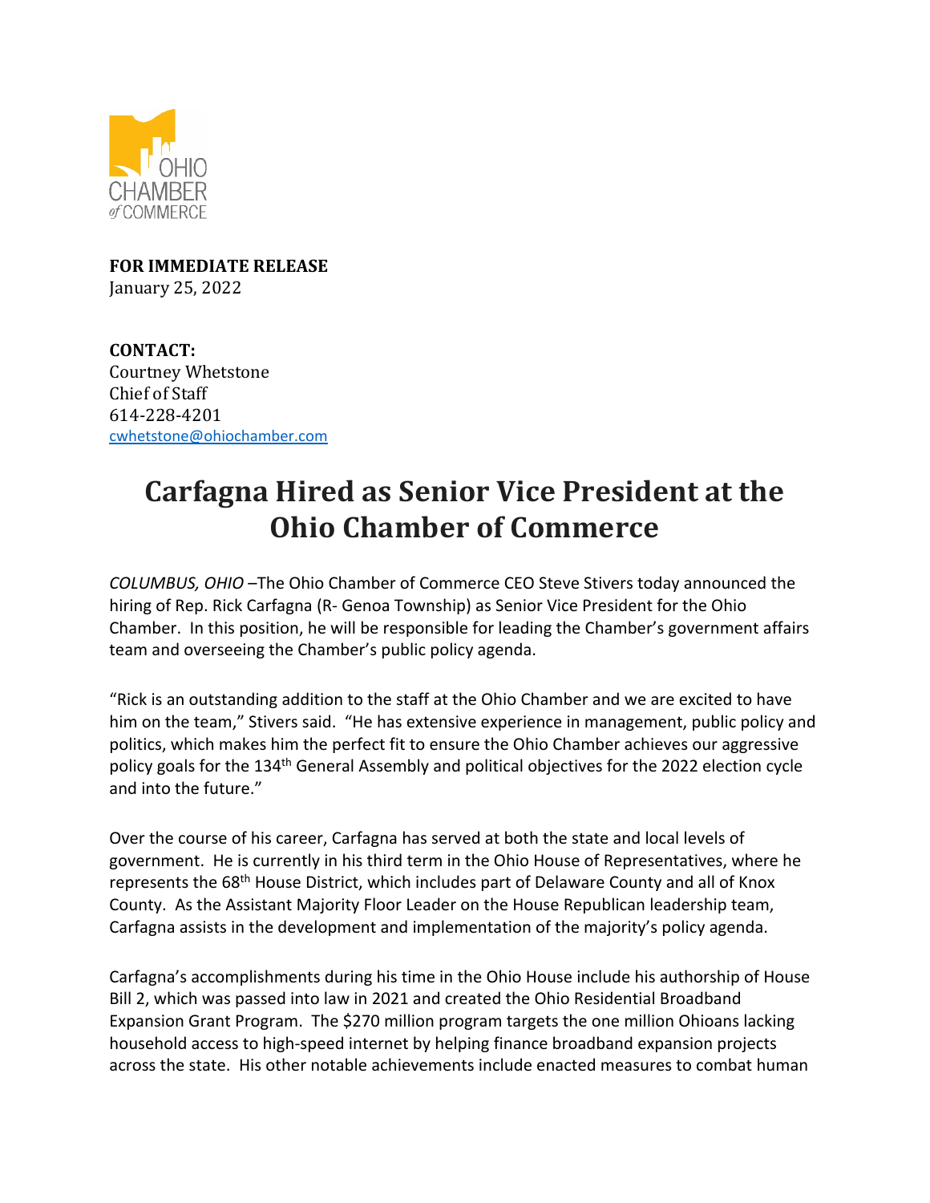OHIO CHAMBER of COMMERCE

**FOR IMMEDIATE RELEASE**
January 25, 2022

**CONTACT:**
Courtney Whetstone
Chief of Staff
614-228-4201
cwhetstone@ohiochamber.com

# Carfagna Hired as Senior Vice President at the Ohio Chamber of Commerce

*COLUMBUS, OHIO* –The Ohio Chamber of Commerce CEO Steve Stivers today announced the hiring of Rep. Rick Carfagna (R- Genoa Township) as Senior Vice President for the Ohio Chamber. In this position, he will be responsible for leading the Chamber's government affairs team and overseeing the Chamber's public policy agenda.

"Rick is an outstanding addition to the staff at the Ohio Chamber and we are excited to have him on the team," Stivers said. "He has extensive experience in management, public policy and politics, which makes him the perfect fit to ensure the Ohio Chamber achieves our aggressive policy goals for the 134th General Assembly and political objectives for the 2022 election cycle and into the future."

Over the course of his career, Carfagna has served at both the state and local levels of government. He is currently in his third term in the Ohio House of Representatives, where he represents the 68th House District, which includes part of Delaware County and all of Knox County. As the Assistant Majority Floor Leader on the House Republican leadership team, Carfagna assists in the development and implementation of the majority's policy agenda.

Carfagna's accomplishments during his time in the Ohio House include his authorship of House Bill 2, which was passed into law in 2021 and created the Ohio Residential Broadband Expansion Grant Program. The $270 million program targets the one million Ohioans lacking household access to high-speed internet by helping finance broadband expansion projects across the state. His other notable achievements include enacted measures to combat human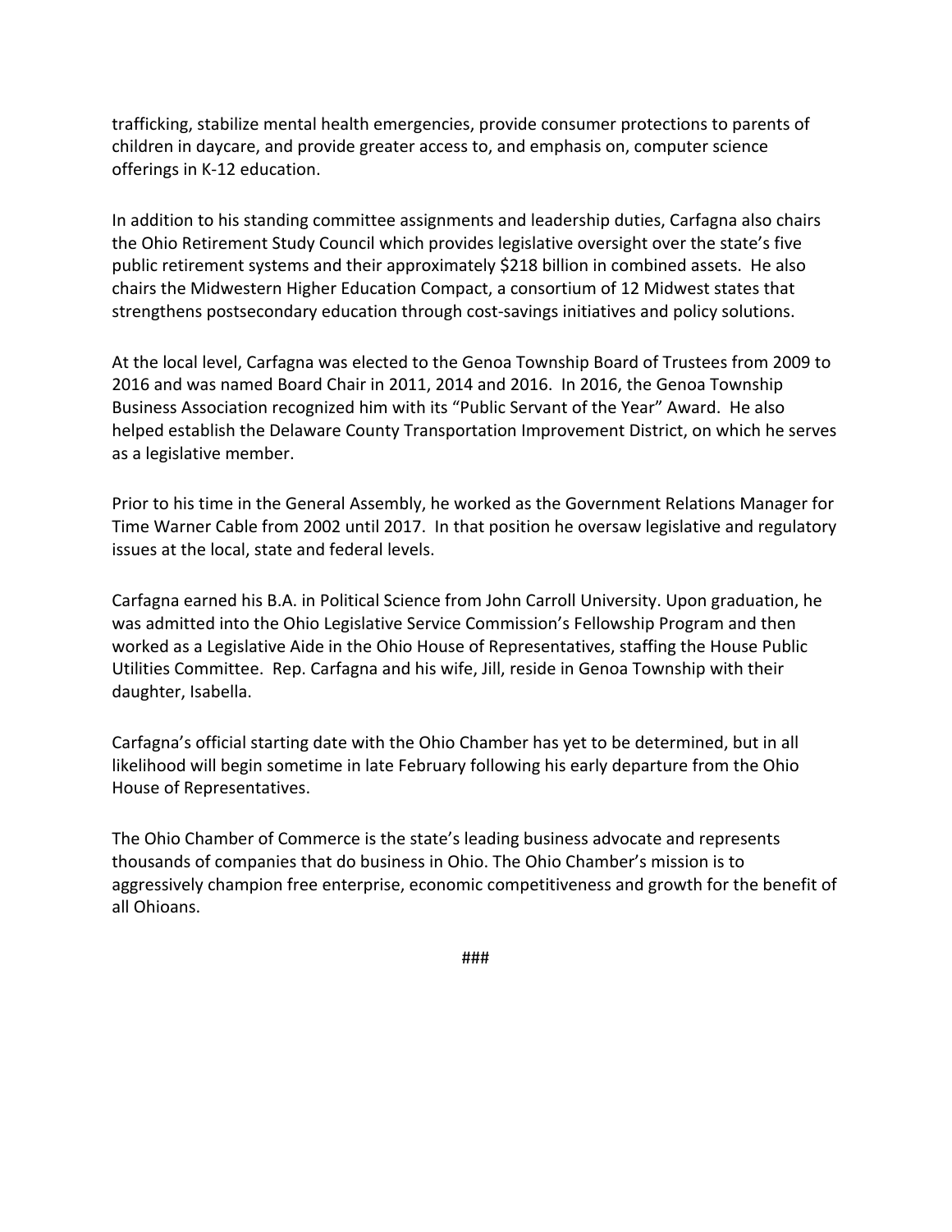trafficking, stabilize mental health emergencies, provide consumer protections to parents of children in daycare, and provide greater access to, and emphasis on, computer science offerings in K-12 education.

In addition to his standing committee assignments and leadership duties, Carfagna also chairs the Ohio Retirement Study Council which provides legislative oversight over the state's five public retirement systems and their approximately $218 billion in combined assets. He also chairs the Midwestern Higher Education Compact, a consortium of 12 Midwest states that strengthens postsecondary education through cost-savings initiatives and policy solutions.

At the local level, Carfagna was elected to the Genoa Township Board of Trustees from 2009 to 2016 and was named Board Chair in 2011, 2014 and 2016. In 2016, the Genoa Township Business Association recognized him with its "Public Servant of the Year" Award. He also helped establish the Delaware County Transportation Improvement District, on which he serves as a legislative member.

Prior to his time in the General Assembly, he worked as the Government Relations Manager for Time Warner Cable from 2002 until 2017. In that position he oversaw legislative and regulatory issues at the local, state and federal levels.

Carfagna earned his B.A. in Political Science from John Carroll University. Upon graduation, he was admitted into the Ohio Legislative Service Commission's Fellowship Program and then worked as a Legislative Aide in the Ohio House of Representatives, staffing the House Public Utilities Committee. Rep. Carfagna and his wife, Jill, reside in Genoa Township with their daughter, Isabella.

Carfagna's official starting date with the Ohio Chamber has yet to be determined, but in all likelihood will begin sometime in late February following his early departure from the Ohio House of Representatives.

The Ohio Chamber of Commerce is the state's leading business advocate and represents thousands of companies that do business in Ohio. The Ohio Chamber's mission is to aggressively champion free enterprise, economic competitiveness and growth for the benefit of all Ohioans.

###